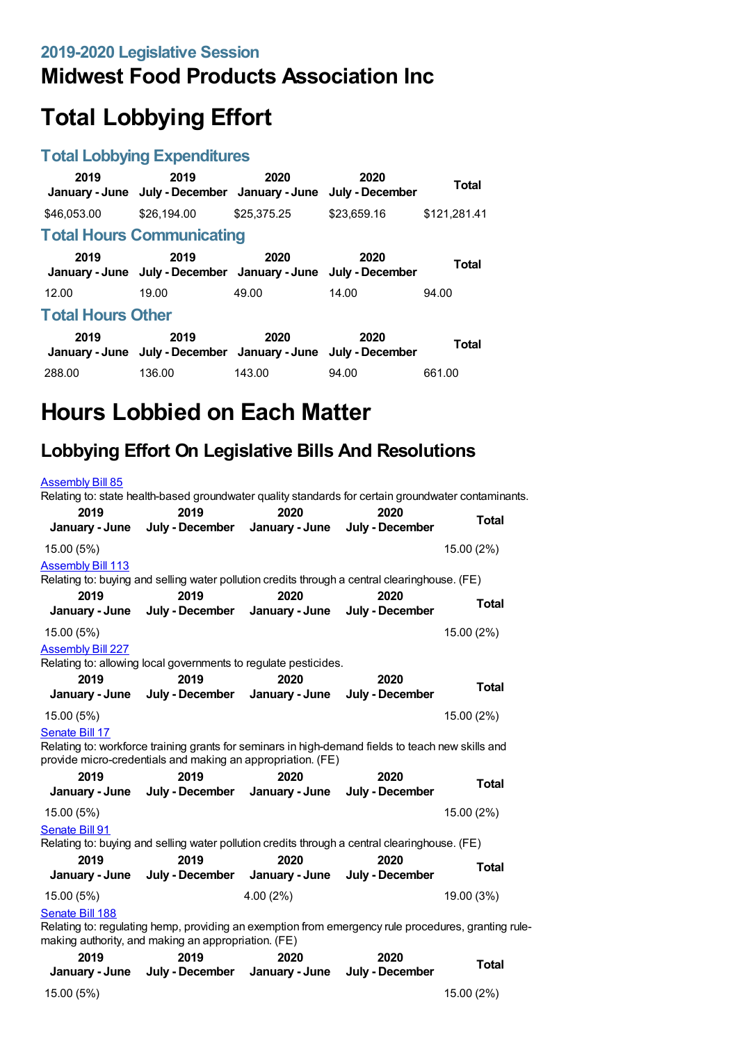## 2019-2020 Legislative Session

# Midwest Food Products Association Inc

# Total Lobbying Effort

### Total Lobbying Expenditures

| 2019 January - June | 2019 July - December | 2020 January - June | 2020 July - December | Total |
|---|---|---|---|---|
| $46,053.00 | $26,194.00 | $25,375.25 | $23,659.16 | $121,281.41 |

### Total Hours Communicating

| 2019 January - June | 2019 July - December | 2020 January - June | 2020 July - December | Total |
|---|---|---|---|---|
| 12.00 | 19.00 | 49.00 | 14.00 | 94.00 |

### Total Hours Other

| 2019 January - June | 2019 July - December | 2020 January - June | 2020 July - December | Total |
|---|---|---|---|---|
| 288.00 | 136.00 | 143.00 | 94.00 | 661.00 |

# Hours Lobbied on Each Matter

## Lobbying Effort On Legislative Bills And Resolutions

Assembly Bill 85

Relating to: state health-based groundwater quality standards for certain groundwater contaminants.

| 2019 January - June | 2019 July - December | 2020 January - June | 2020 July - December | Total |
|---|---|---|---|---|
| 15.00 (5%) | | | | 15.00 (2%) |

Assembly Bill 113

Relating to: buying and selling water pollution credits through a central clearinghouse. (FE)

| 2019 January - June | 2019 July - December | 2020 January - June | 2020 July - December | Total |
|---|---|---|---|---|
| 15.00 (5%) | | | | 15.00 (2%) |

Assembly Bill 227

Relating to: allowing local governments to regulate pesticides.

| 2019 January - June | 2019 July - December | 2020 January - June | 2020 July - December | Total |
|---|---|---|---|---|
| 15.00 (5%) | | | | 15.00 (2%) |

Senate Bill 17

Relating to: workforce training grants for seminars in high-demand fields to teach new skills and provide micro-credentials and making an appropriation. (FE)

| 2019 January - June | 2019 July - December | 2020 January - June | 2020 July - December | Total |
|---|---|---|---|---|
| 15.00 (5%) | | | | 15.00 (2%) |

Senate Bill 91

Relating to: buying and selling water pollution credits through a central clearinghouse. (FE)

| 2019 January - June | 2019 July - December | 2020 January - June | 2020 July - December | Total |
|---|---|---|---|---|
| 15.00 (5%) | | 4.00 (2%) | | 19.00 (3%) |

Senate Bill 188

Relating to: regulating hemp, providing an exemption from emergency rule procedures, granting rule-making authority, and making an appropriation. (FE)

| 2019 January - June | 2019 July - December | 2020 January - June | 2020 July - December | Total |
|---|---|---|---|---|
| 15.00 (5%) | | | | 15.00 (2%) |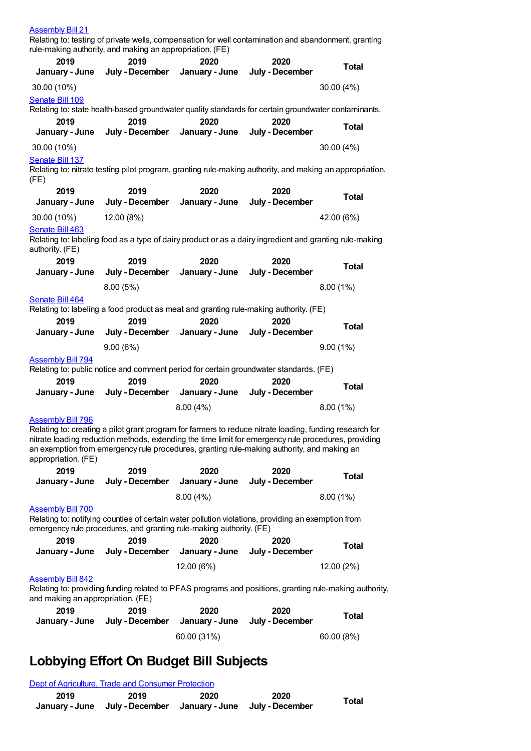[Assembly Bill 21](#)
Relating to: testing of private wells, compensation for well contamination and abandonment, granting rule-making authority, and making an appropriation. (FE)

| 2019 January - June | 2019 July - December | 2020 January - June | 2020 July - December | Total |
|---|---|---|---|---|
| 30.00 (10%) | | | | 30.00 (4%) |

[Senate Bill 109](#)
Relating to: state health-based groundwater quality standards for certain groundwater contaminants.

| 2019 January - June | 2019 July - December | 2020 January - June | 2020 July - December | Total |
|---|---|---|---|---|
| 30.00 (10%) | | | | 30.00 (4%) |

[Senate Bill 137](#)
Relating to: nitrate testing pilot program, granting rule-making authority, and making an appropriation. (FE)

| 2019 January - June | 2019 July - December | 2020 January - June | 2020 July - December | Total |
|---|---|---|---|---|
| 30.00 (10%) | 12.00 (8%) | | | 42.00 (6%) |

[Senate Bill 463](#)
Relating to: labeling food as a type of dairy product or as a dairy ingredient and granting rule-making authority. (FE)

| 2019 January - June | 2019 July - December | 2020 January - June | 2020 July - December | Total |
|---|---|---|---|---|
| | 8.00 (5%) | | | 8.00 (1%) |

[Senate Bill 464](#)
Relating to: labeling a food product as meat and granting rule-making authority. (FE)

| 2019 January - June | 2019 July - December | 2020 January - June | 2020 July - December | Total |
|---|---|---|---|---|
| | 9.00 (6%) | | | 9.00 (1%) |

[Assembly Bill 794](#)
Relating to: public notice and comment period for certain groundwater standards. (FE)

| 2019 January - June | 2019 July - December | 2020 January - June | 2020 July - December | Total |
|---|---|---|---|---|
| | | 8.00 (4%) | | 8.00 (1%) |

[Assembly Bill 796](#)
Relating to: creating a pilot grant program for farmers to reduce nitrate loading, funding research for nitrate loading reduction methods, extending the time limit for emergency rule procedures, providing an exemption from emergency rule procedures, granting rule-making authority, and making an appropriation. (FE)

| 2019 January - June | 2019 July - December | 2020 January - June | 2020 July - December | Total |
|---|---|---|---|---|
| | | 8.00 (4%) | | 8.00 (1%) |

[Assembly Bill 700](#)
Relating to: notifying counties of certain water pollution violations, providing an exemption from emergency rule procedures, and granting rule-making authority. (FE)

| 2019 January - June | 2019 July - December | 2020 January - June | 2020 July - December | Total |
|---|---|---|---|---|
| | | 12.00 (6%) | | 12.00 (2%) |

[Assembly Bill 842](#)
Relating to: providing funding related to PFAS programs and positions, granting rule-making authority, and making an appropriation. (FE)

| 2019 January - June | 2019 July - December | 2020 January - June | 2020 July - December | Total |
|---|---|---|---|---|
| | | 60.00 (31%) | | 60.00 (8%) |

# Lobbying Effort On Budget Bill Subjects

[Dept of Agriculture, Trade and Consumer Protection](#)

| 2019 January - June | 2019 July - December | 2020 January - June | 2020 July - December | Total |
|---|---|---|---|---|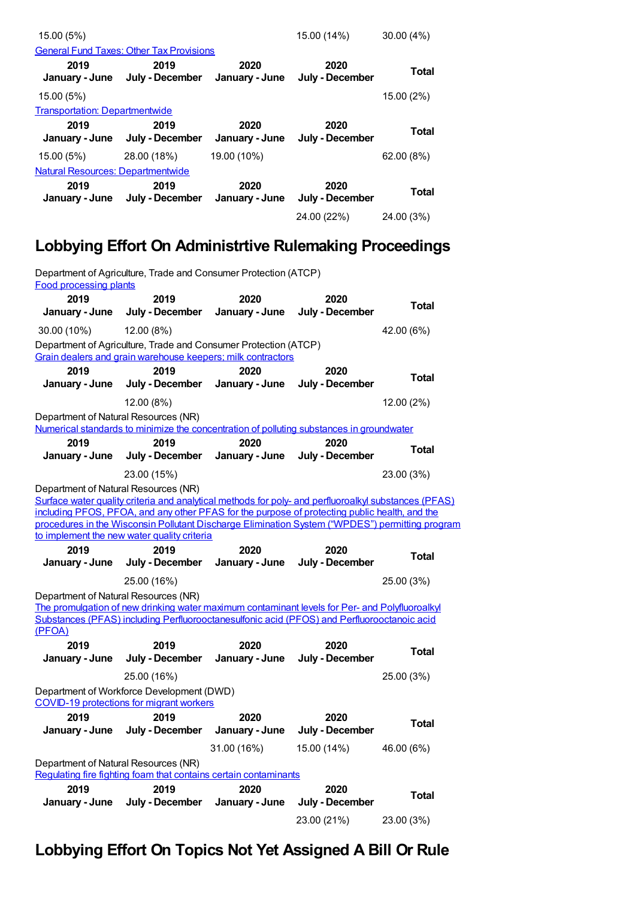| 2019 January - June | 2019 July - December | 2020 January - June | 2020 July - December | Total |
|---|---|---|---|---|
| 15.00 (5%) | | | 15.00 (14%) | 30.00 (4%) |

[General Fund Taxes: Other Tax Provisions]

| 2019 January - June | 2019 July - December | 2020 January - June | 2020 July - December | Total |
|---|---|---|---|---|
| 15.00 (5%) | | | | 15.00 (2%) |

[Transportation: Departmentwide]

| 2019 January - June | 2019 July - December | 2020 January - June | 2020 July - December | Total |
|---|---|---|---|---|
| 15.00 (5%) | 28.00 (18%) | 19.00 (10%) | | 62.00 (8%) |

[Natural Resources: Departmentwide]

| 2019 January - June | 2019 July - December | 2020 January - June | 2020 July - December | Total |
|---|---|---|---|---|
| | | | 24.00 (22%) | 24.00 (3%) |

## Lobbying Effort On Administrtive Rulemaking Proceedings

Department of Agriculture, Trade and Consumer Protection (ATCP)
[Food processing plants]

| 2019 January - June | 2019 July - December | 2020 January - June | 2020 July - December | Total |
|---|---|---|---|---|
| 30.00 (10%) | 12.00 (8%) | | | 42.00 (6%) |

Department of Agriculture, Trade and Consumer Protection (ATCP)
[Grain dealers and grain warehouse keepers; milk contractors]

| 2019 January - June | 2019 July - December | 2020 January - June | 2020 July - December | Total |
|---|---|---|---|---|
| | 12.00 (8%) | | | 12.00 (2%) |

Department of Natural Resources (NR)
[Numerical standards to minimize the concentration of polluting substances in groundwater]

| 2019 January - June | 2019 July - December | 2020 January - June | 2020 July - December | Total |
|---|---|---|---|---|
| | 23.00 (15%) | | | 23.00 (3%) |

Department of Natural Resources (NR)
[Surface water quality criteria and analytical methods for poly- and perfluoroalkyl substances (PFAS) including PFOS, PFOA, and any other PFAS for the purpose of protecting public health, and the procedures in the Wisconsin Pollutant Discharge Elimination System ("WPDES") permitting program to implement the new water quality criteria]

| 2019 January - June | 2019 July - December | 2020 January - June | 2020 July - December | Total |
|---|---|---|---|---|
| | 25.00 (16%) | | | 25.00 (3%) |

Department of Natural Resources (NR)
[The promulgation of new drinking water maximum contaminant levels for Per- and Polyfluoroalkyl Substances (PFAS) including Perfluorooctanesulfonic acid (PFOS) and Perfluorooctanoic acid (PFOA)]

| 2019 January - June | 2019 July - December | 2020 January - June | 2020 July - December | Total |
|---|---|---|---|---|
| | 25.00 (16%) | | | 25.00 (3%) |

Department of Workforce Development (DWD)
[COVID-19 protections for migrant workers]

| 2019 January - June | 2019 July - December | 2020 January - June | 2020 July - December | Total |
|---|---|---|---|---|
| | | 31.00 (16%) | 15.00 (14%) | 46.00 (6%) |

Department of Natural Resources (NR)
[Regulating fire fighting foam that contains certain contaminants]

| 2019 January - June | 2019 July - December | 2020 January - June | 2020 July - December | Total |
|---|---|---|---|---|
| | | | 23.00 (21%) | 23.00 (3%) |

## Lobbying Effort On Topics Not Yet Assigned A Bill Or Rule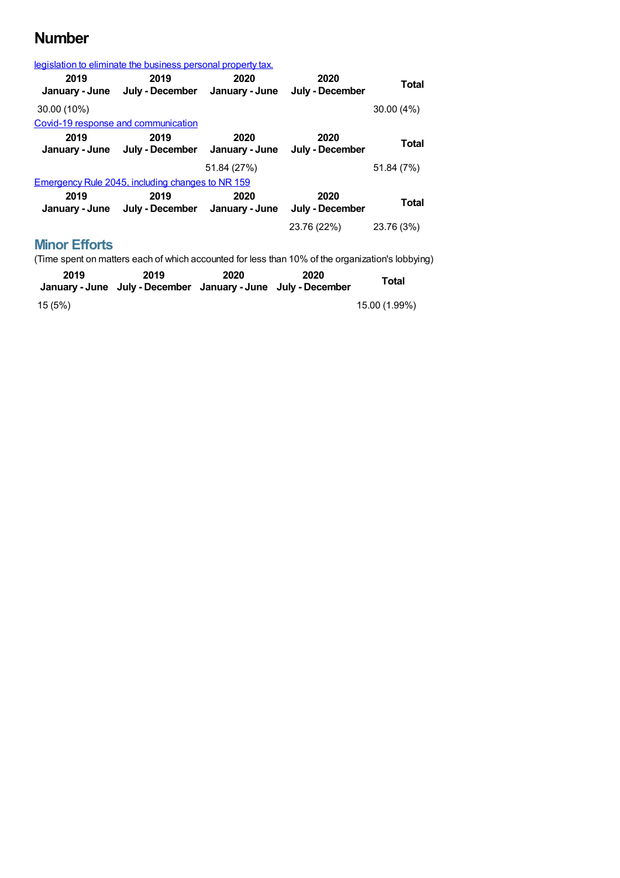# Number

legislation to eliminate the business personal property tax.

| 2019 January - June | 2019 July - December | 2020 January - June | 2020 July - December | Total |
|---|---|---|---|---|
| 30.00 (10%) | | | | 30.00 (4%) |

Covid-19 response and communication

| 2019 January - June | 2019 July - December | 2020 January - June | 2020 July - December | Total |
|---|---|---|---|---|
| | | 51.84 (27%) | | 51.84 (7%) |

Emergency Rule 2045, including changes to NR 159

| 2019 January - June | 2019 July - December | 2020 January - June | 2020 July - December | Total |
|---|---|---|---|---|
| | | | 23.76 (22%) | 23.76 (3%) |

## Minor Efforts

(Time spent on matters each of which accounted for less than 10% of the organization's lobbying)

| 2019 January - June | 2019 July - December | 2020 January - June | 2020 July - December | Total |
|---|---|---|---|---|
| 15 (5%) | | | | 15.00 (1.99%) |